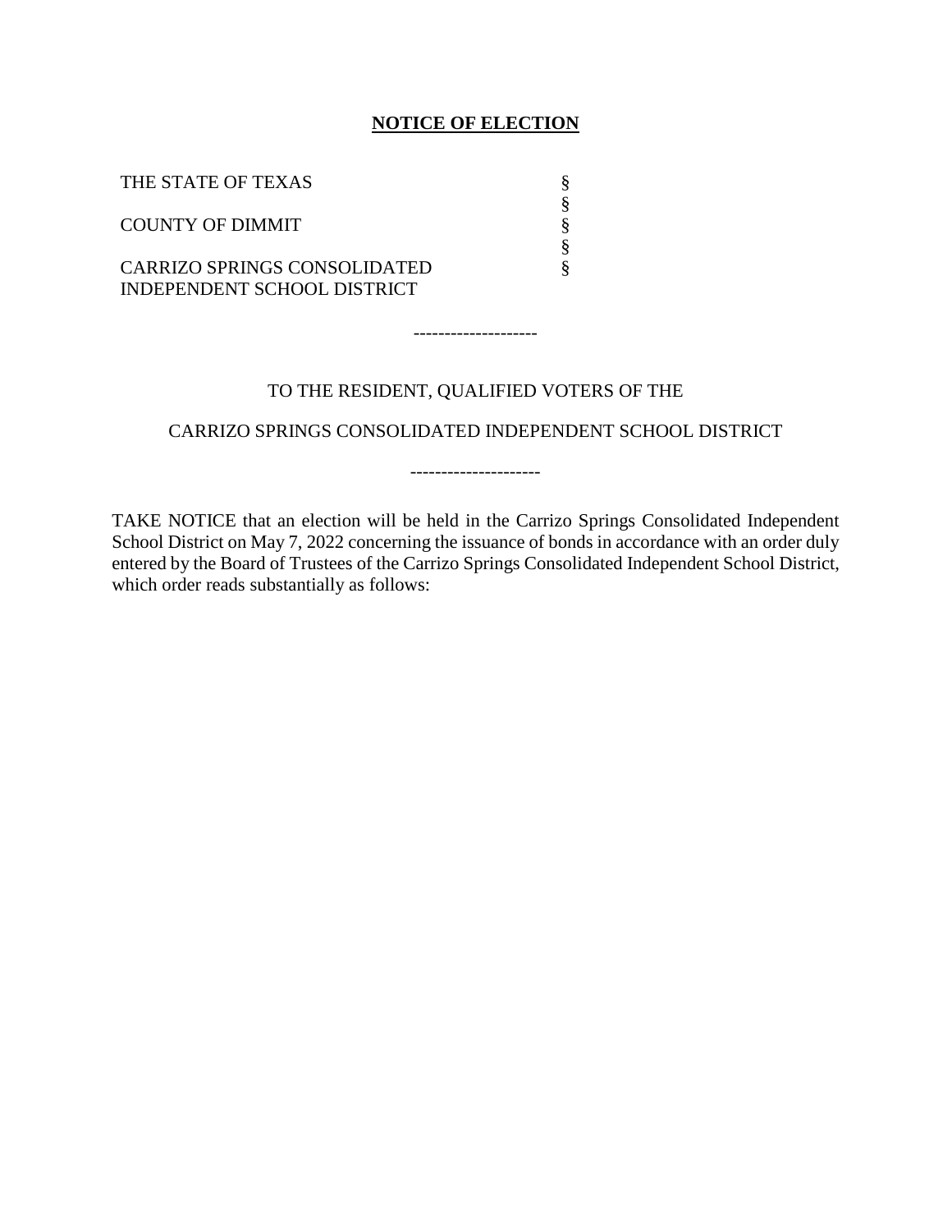# NOTICE OF ELECTION

| | |
|---|---|
| THE STATE OF TEXAS | § |
| | § |
| COUNTY OF DIMMIT | § |
| | § |
| CARRIZO SPRINGS CONSOLIDATED INDEPENDENT SCHOOL DISTRICT | § |

--------------------

TO THE RESIDENT, QUALIFIED VOTERS OF THE

CARRIZO SPRINGS CONSOLIDATED INDEPENDENT SCHOOL DISTRICT

---------------------

TAKE NOTICE that an election will be held in the Carrizo Springs Consolidated Independent School District on May 7, 2022 concerning the issuance of bonds in accordance with an order duly entered by the Board of Trustees of the Carrizo Springs Consolidated Independent School District, which order reads substantially as follows: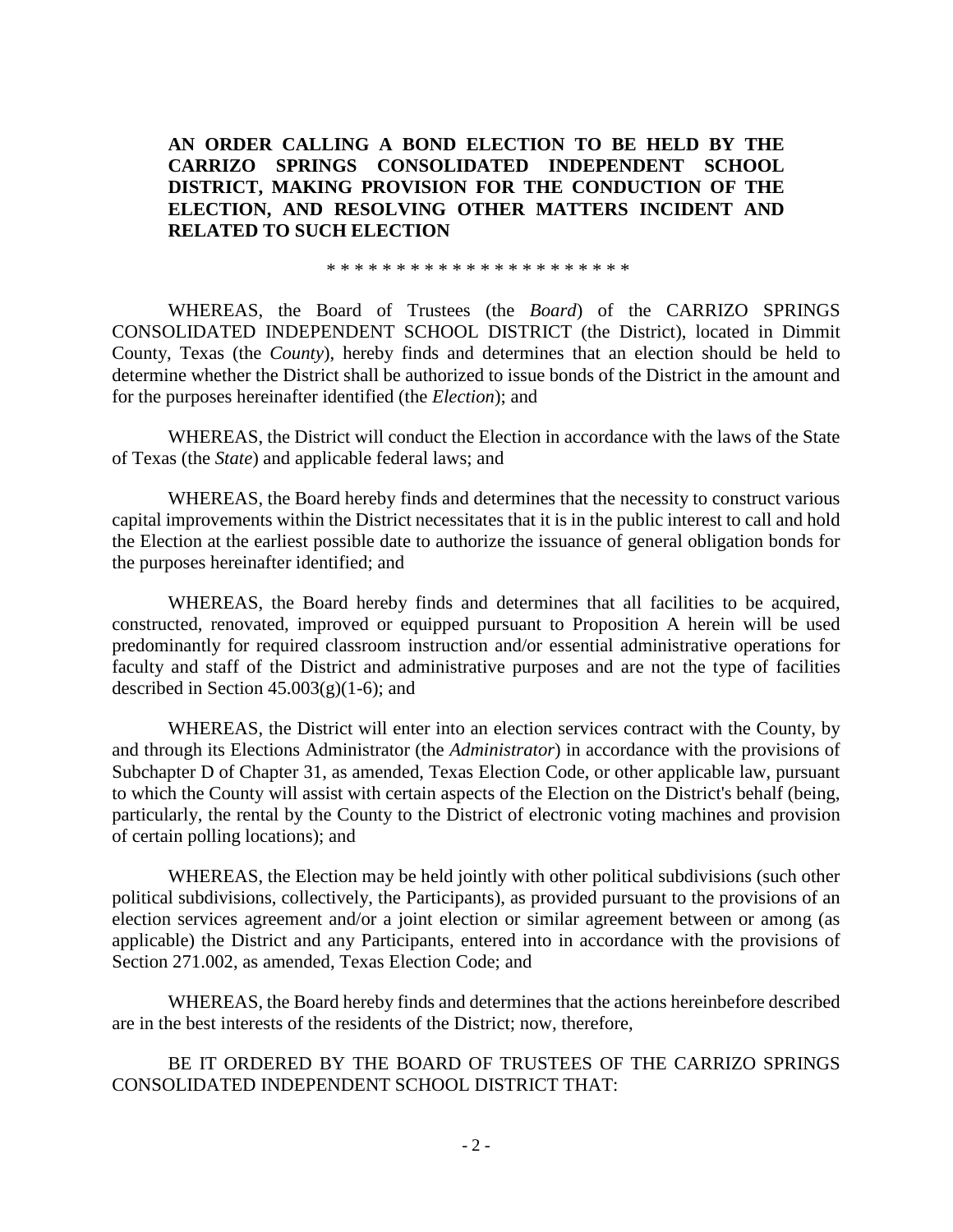**AN ORDER CALLING A BOND ELECTION TO BE HELD BY THE CARRIZO SPRINGS CONSOLIDATED INDEPENDENT SCHOOL DISTRICT, MAKING PROVISION FOR THE CONDUCTION OF THE ELECTION, AND RESOLVING OTHER MATTERS INCIDENT AND RELATED TO SUCH ELECTION**

* * * * * * * * * * * * * * * * * * * * * *

WHEREAS, the Board of Trustees (the *Board*) of the CARRIZO SPRINGS CONSOLIDATED INDEPENDENT SCHOOL DISTRICT (the District), located in Dimmit County, Texas (the *County*), hereby finds and determines that an election should be held to determine whether the District shall be authorized to issue bonds of the District in the amount and for the purposes hereinafter identified (the *Election*); and

WHEREAS, the District will conduct the Election in accordance with the laws of the State of Texas (the *State*) and applicable federal laws; and

WHEREAS, the Board hereby finds and determines that the necessity to construct various capital improvements within the District necessitates that it is in the public interest to call and hold the Election at the earliest possible date to authorize the issuance of general obligation bonds for the purposes hereinafter identified; and

WHEREAS, the Board hereby finds and determines that all facilities to be acquired, constructed, renovated, improved or equipped pursuant to Proposition A herein will be used predominantly for required classroom instruction and/or essential administrative operations for faculty and staff of the District and administrative purposes and are not the type of facilities described in Section 45.003(g)(1-6); and

WHEREAS, the District will enter into an election services contract with the County, by and through its Elections Administrator (the *Administrator*) in accordance with the provisions of Subchapter D of Chapter 31, as amended, Texas Election Code, or other applicable law, pursuant to which the County will assist with certain aspects of the Election on the District's behalf (being, particularly, the rental by the County to the District of electronic voting machines and provision of certain polling locations); and

WHEREAS, the Election may be held jointly with other political subdivisions (such other political subdivisions, collectively, the Participants), as provided pursuant to the provisions of an election services agreement and/or a joint election or similar agreement between or among (as applicable) the District and any Participants, entered into in accordance with the provisions of Section 271.002, as amended, Texas Election Code; and

WHEREAS, the Board hereby finds and determines that the actions hereinbefore described are in the best interests of the residents of the District; now, therefore,

BE IT ORDERED BY THE BOARD OF TRUSTEES OF THE CARRIZO SPRINGS CONSOLIDATED INDEPENDENT SCHOOL DISTRICT THAT: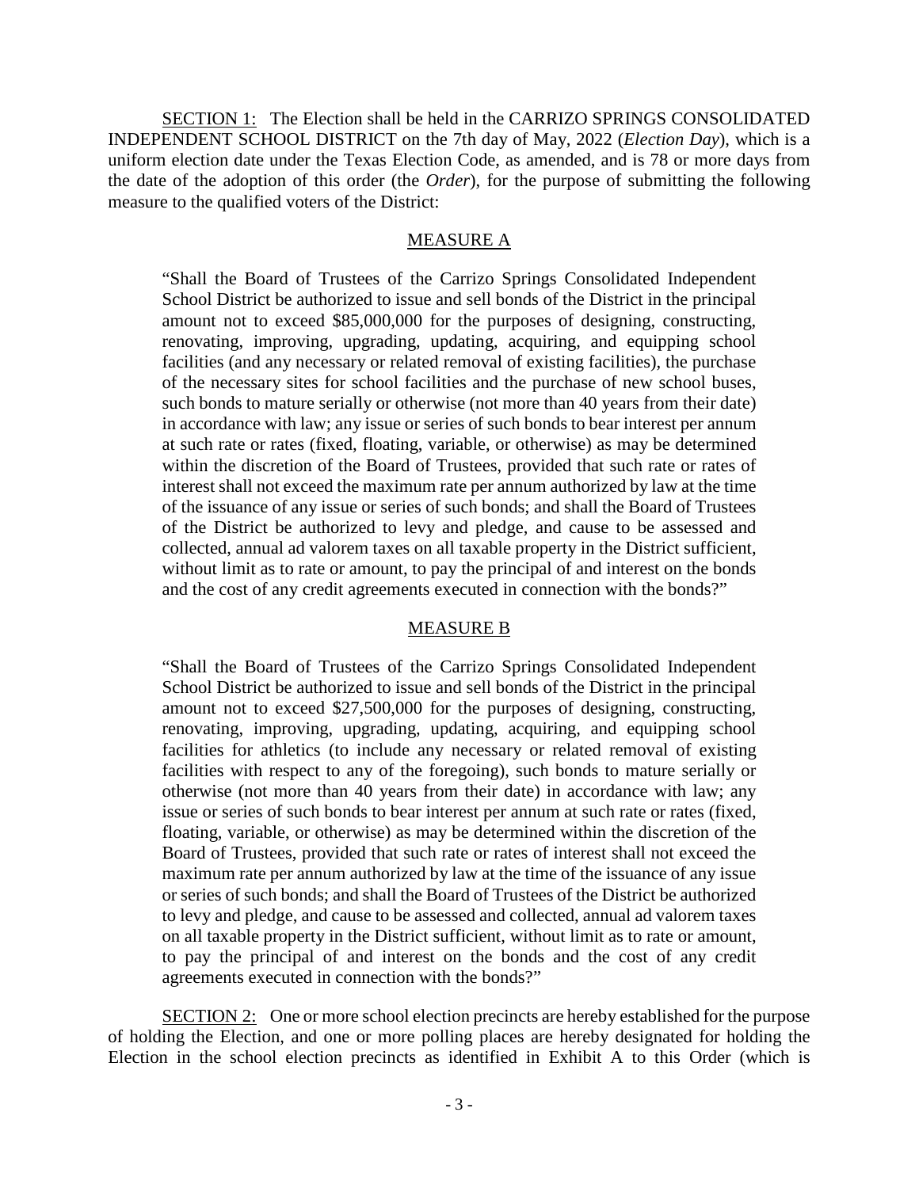<u>SECTION 1:</u> The Election shall be held in the CARRIZO SPRINGS CONSOLIDATED INDEPENDENT SCHOOL DISTRICT on the 7th day of May, 2022 (*Election Day*), which is a uniform election date under the Texas Election Code, as amended, and is 78 or more days from the date of the adoption of this order (the *Order*), for the purpose of submitting the following measure to the qualified voters of the District:

## <u>MEASURE A</u>

> "Shall the Board of Trustees of the Carrizo Springs Consolidated Independent School District be authorized to issue and sell bonds of the District in the principal amount not to exceed $85,000,000 for the purposes of designing, constructing, renovating, improving, upgrading, updating, acquiring, and equipping school facilities (and any necessary or related removal of existing facilities), the purchase of the necessary sites for school facilities and the purchase of new school buses, such bonds to mature serially or otherwise (not more than 40 years from their date) in accordance with law; any issue or series of such bonds to bear interest per annum at such rate or rates (fixed, floating, variable, or otherwise) as may be determined within the discretion of the Board of Trustees, provided that such rate or rates of interest shall not exceed the maximum rate per annum authorized by law at the time of the issuance of any issue or series of such bonds; and shall the Board of Trustees of the District be authorized to levy and pledge, and cause to be assessed and collected, annual ad valorem taxes on all taxable property in the District sufficient, without limit as to rate or amount, to pay the principal of and interest on the bonds and the cost of any credit agreements executed in connection with the bonds?"

## <u>MEASURE B</u>

> "Shall the Board of Trustees of the Carrizo Springs Consolidated Independent School District be authorized to issue and sell bonds of the District in the principal amount not to exceed $27,500,000 for the purposes of designing, constructing, renovating, improving, upgrading, updating, acquiring, and equipping school facilities for athletics (to include any necessary or related removal of existing facilities with respect to any of the foregoing), such bonds to mature serially or otherwise (not more than 40 years from their date) in accordance with law; any issue or series of such bonds to bear interest per annum at such rate or rates (fixed, floating, variable, or otherwise) as may be determined within the discretion of the Board of Trustees, provided that such rate or rates of interest shall not exceed the maximum rate per annum authorized by law at the time of the issuance of any issue or series of such bonds; and shall the Board of Trustees of the District be authorized to levy and pledge, and cause to be assessed and collected, annual ad valorem taxes on all taxable property in the District sufficient, without limit as to rate or amount, to pay the principal of and interest on the bonds and the cost of any credit agreements executed in connection with the bonds?"

<u>SECTION 2:</u> One or more school election precincts are hereby established for the purpose of holding the Election, and one or more polling places are hereby designated for holding the Election in the school election precincts as identified in Exhibit A to this Order (which is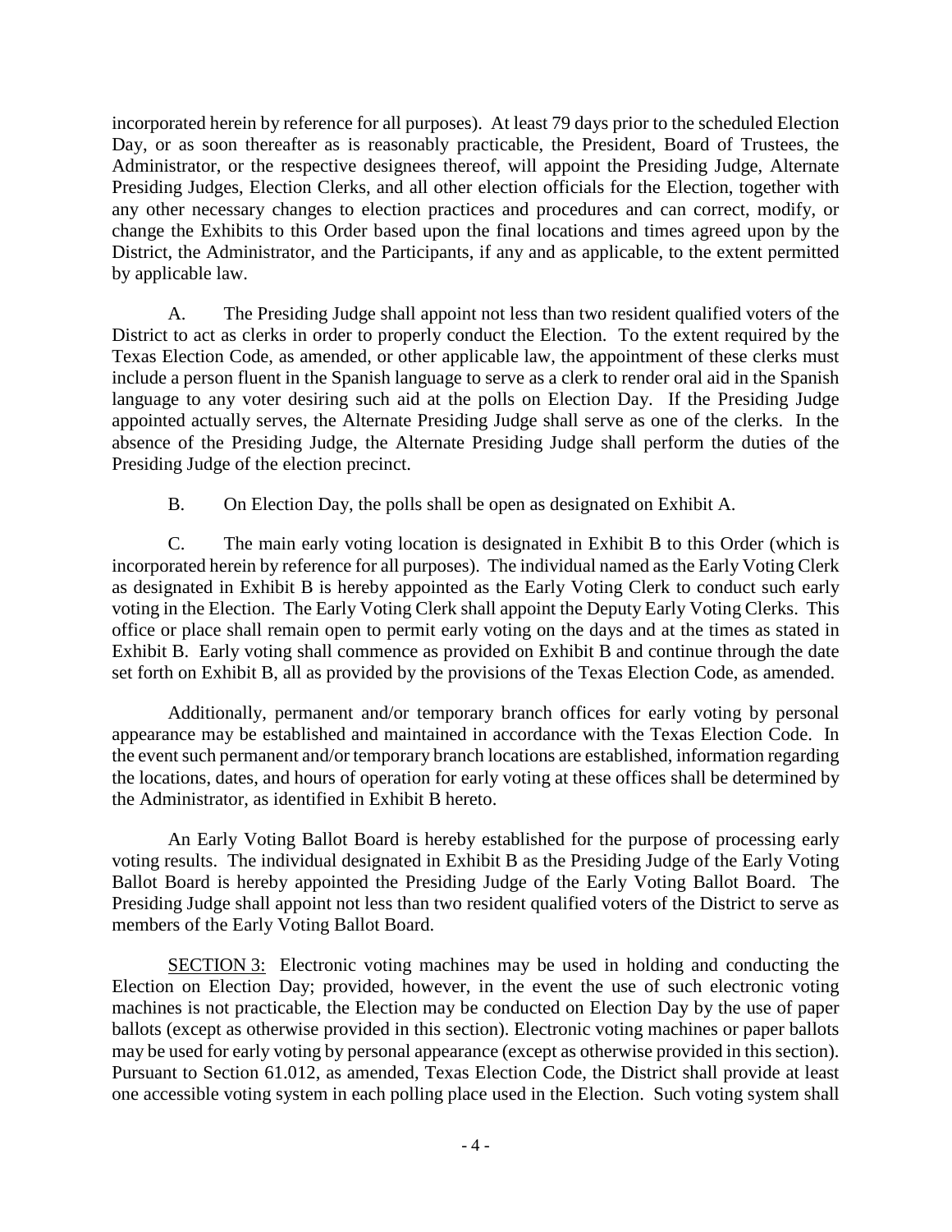incorporated herein by reference for all purposes). At least 79 days prior to the scheduled Election Day, or as soon thereafter as is reasonably practicable, the President, Board of Trustees, the Administrator, or the respective designees thereof, will appoint the Presiding Judge, Alternate Presiding Judges, Election Clerks, and all other election officials for the Election, together with any other necessary changes to election practices and procedures and can correct, modify, or change the Exhibits to this Order based upon the final locations and times agreed upon by the District, the Administrator, and the Participants, if any and as applicable, to the extent permitted by applicable law.

A. The Presiding Judge shall appoint not less than two resident qualified voters of the District to act as clerks in order to properly conduct the Election. To the extent required by the Texas Election Code, as amended, or other applicable law, the appointment of these clerks must include a person fluent in the Spanish language to serve as a clerk to render oral aid in the Spanish language to any voter desiring such aid at the polls on Election Day. If the Presiding Judge appointed actually serves, the Alternate Presiding Judge shall serve as one of the clerks. In the absence of the Presiding Judge, the Alternate Presiding Judge shall perform the duties of the Presiding Judge of the election precinct.

B. On Election Day, the polls shall be open as designated on Exhibit A.

C. The main early voting location is designated in Exhibit B to this Order (which is incorporated herein by reference for all purposes). The individual named as the Early Voting Clerk as designated in Exhibit B is hereby appointed as the Early Voting Clerk to conduct such early voting in the Election. The Early Voting Clerk shall appoint the Deputy Early Voting Clerks. This office or place shall remain open to permit early voting on the days and at the times as stated in Exhibit B. Early voting shall commence as provided on Exhibit B and continue through the date set forth on Exhibit B, all as provided by the provisions of the Texas Election Code, as amended.

Additionally, permanent and/or temporary branch offices for early voting by personal appearance may be established and maintained in accordance with the Texas Election Code. In the event such permanent and/or temporary branch locations are established, information regarding the locations, dates, and hours of operation for early voting at these offices shall be determined by the Administrator, as identified in Exhibit B hereto.

An Early Voting Ballot Board is hereby established for the purpose of processing early voting results. The individual designated in Exhibit B as the Presiding Judge of the Early Voting Ballot Board is hereby appointed the Presiding Judge of the Early Voting Ballot Board. The Presiding Judge shall appoint not less than two resident qualified voters of the District to serve as members of the Early Voting Ballot Board.

SECTION 3: Electronic voting machines may be used in holding and conducting the Election on Election Day; provided, however, in the event the use of such electronic voting machines is not practicable, the Election may be conducted on Election Day by the use of paper ballots (except as otherwise provided in this section). Electronic voting machines or paper ballots may be used for early voting by personal appearance (except as otherwise provided in this section). Pursuant to Section 61.012, as amended, Texas Election Code, the District shall provide at least one accessible voting system in each polling place used in the Election. Such voting system shall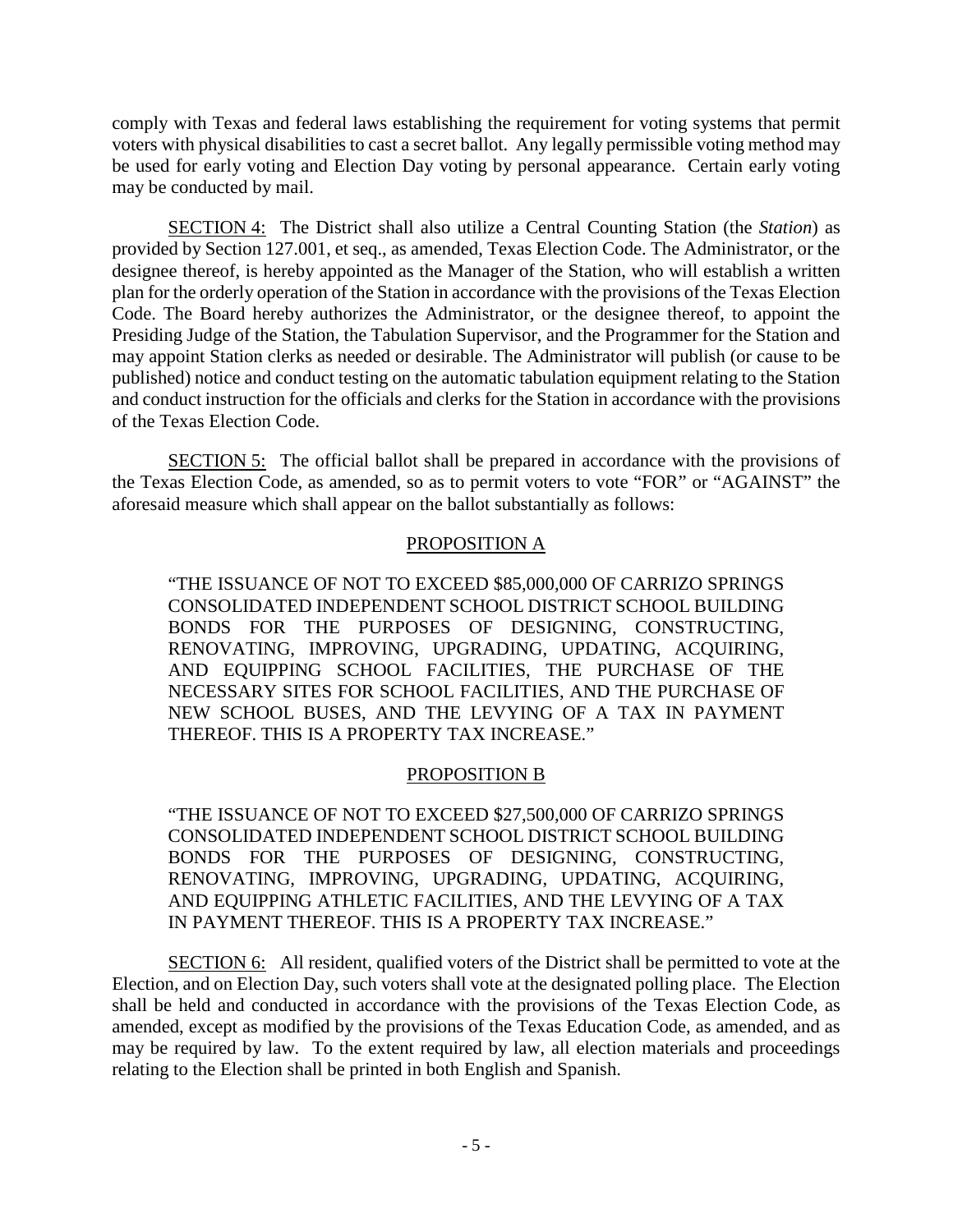comply with Texas and federal laws establishing the requirement for voting systems that permit voters with physical disabilities to cast a secret ballot. Any legally permissible voting method may be used for early voting and Election Day voting by personal appearance. Certain early voting may be conducted by mail.

SECTION 4: The District shall also utilize a Central Counting Station (the *Station*) as provided by Section 127.001, et seq., as amended, Texas Election Code. The Administrator, or the designee thereof, is hereby appointed as the Manager of the Station, who will establish a written plan for the orderly operation of the Station in accordance with the provisions of the Texas Election Code. The Board hereby authorizes the Administrator, or the designee thereof, to appoint the Presiding Judge of the Station, the Tabulation Supervisor, and the Programmer for the Station and may appoint Station clerks as needed or desirable. The Administrator will publish (or cause to be published) notice and conduct testing on the automatic tabulation equipment relating to the Station and conduct instruction for the officials and clerks for the Station in accordance with the provisions of the Texas Election Code.

SECTION 5: The official ballot shall be prepared in accordance with the provisions of the Texas Election Code, as amended, so as to permit voters to vote "FOR" or "AGAINST" the aforesaid measure which shall appear on the ballot substantially as follows:

PROPOSITION A

"THE ISSUANCE OF NOT TO EXCEED $85,000,000 OF CARRIZO SPRINGS CONSOLIDATED INDEPENDENT SCHOOL DISTRICT SCHOOL BUILDING BONDS FOR THE PURPOSES OF DESIGNING, CONSTRUCTING, RENOVATING, IMPROVING, UPGRADING, UPDATING, ACQUIRING, AND EQUIPPING SCHOOL FACILITIES, THE PURCHASE OF THE NECESSARY SITES FOR SCHOOL FACILITIES, AND THE PURCHASE OF NEW SCHOOL BUSES, AND THE LEVYING OF A TAX IN PAYMENT THEREOF. THIS IS A PROPERTY TAX INCREASE."

PROPOSITION B

"THE ISSUANCE OF NOT TO EXCEED $27,500,000 OF CARRIZO SPRINGS CONSOLIDATED INDEPENDENT SCHOOL DISTRICT SCHOOL BUILDING BONDS FOR THE PURPOSES OF DESIGNING, CONSTRUCTING, RENOVATING, IMPROVING, UPGRADING, UPDATING, ACQUIRING, AND EQUIPPING ATHLETIC FACILITIES, AND THE LEVYING OF A TAX IN PAYMENT THEREOF. THIS IS A PROPERTY TAX INCREASE."

SECTION 6: All resident, qualified voters of the District shall be permitted to vote at the Election, and on Election Day, such voters shall vote at the designated polling place. The Election shall be held and conducted in accordance with the provisions of the Texas Election Code, as amended, except as modified by the provisions of the Texas Education Code, as amended, and as may be required by law. To the extent required by law, all election materials and proceedings relating to the Election shall be printed in both English and Spanish.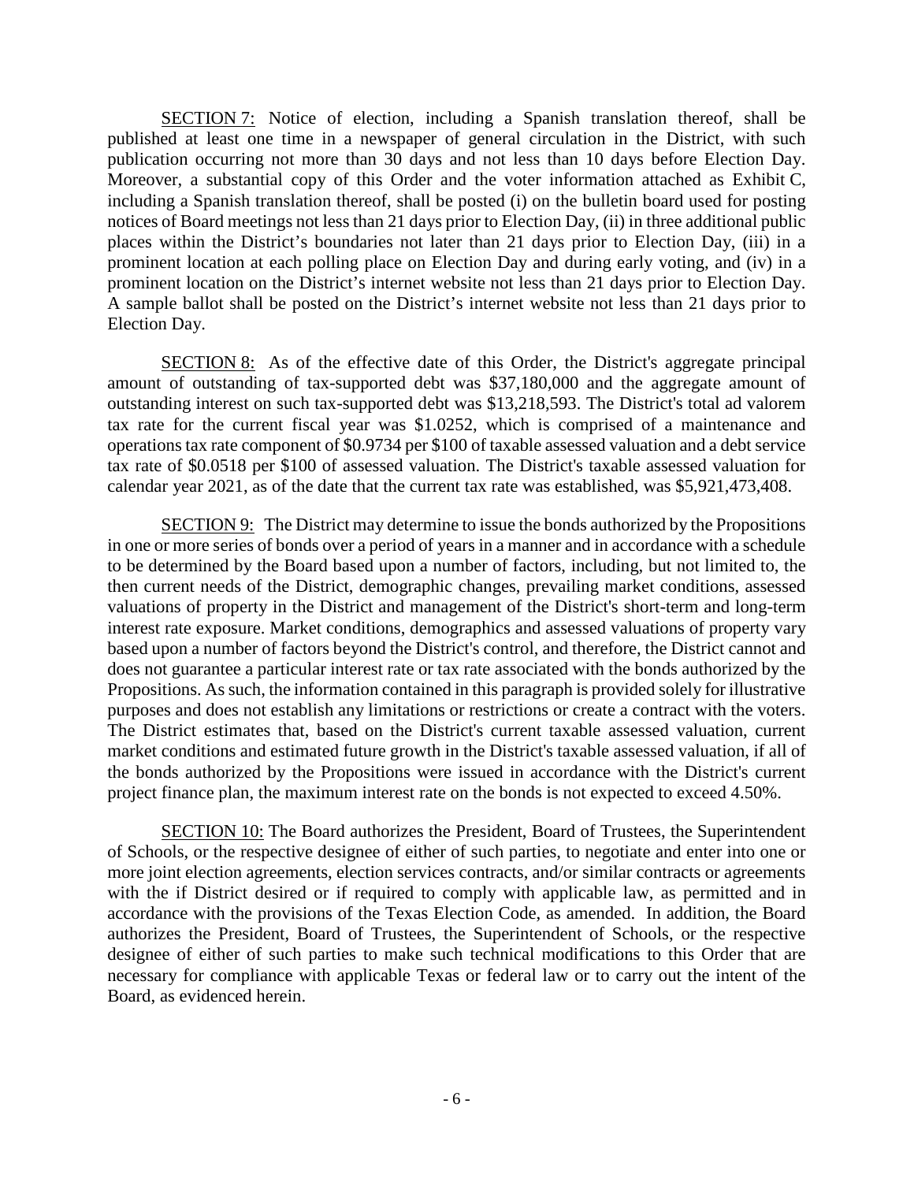SECTION 7: Notice of election, including a Spanish translation thereof, shall be published at least one time in a newspaper of general circulation in the District, with such publication occurring not more than 30 days and not less than 10 days before Election Day. Moreover, a substantial copy of this Order and the voter information attached as Exhibit C, including a Spanish translation thereof, shall be posted (i) on the bulletin board used for posting notices of Board meetings not less than 21 days prior to Election Day, (ii) in three additional public places within the District's boundaries not later than 21 days prior to Election Day, (iii) in a prominent location at each polling place on Election Day and during early voting, and (iv) in a prominent location on the District's internet website not less than 21 days prior to Election Day. A sample ballot shall be posted on the District's internet website not less than 21 days prior to Election Day.

SECTION 8: As of the effective date of this Order, the District's aggregate principal amount of outstanding of tax-supported debt was $37,180,000 and the aggregate amount of outstanding interest on such tax-supported debt was $13,218,593. The District's total ad valorem tax rate for the current fiscal year was $1.0252, which is comprised of a maintenance and operations tax rate component of $0.9734 per $100 of taxable assessed valuation and a debt service tax rate of $0.0518 per $100 of assessed valuation. The District's taxable assessed valuation for calendar year 2021, as of the date that the current tax rate was established, was $5,921,473,408.

SECTION 9: The District may determine to issue the bonds authorized by the Propositions in one or more series of bonds over a period of years in a manner and in accordance with a schedule to be determined by the Board based upon a number of factors, including, but not limited to, the then current needs of the District, demographic changes, prevailing market conditions, assessed valuations of property in the District and management of the District's short-term and long-term interest rate exposure. Market conditions, demographics and assessed valuations of property vary based upon a number of factors beyond the District's control, and therefore, the District cannot and does not guarantee a particular interest rate or tax rate associated with the bonds authorized by the Propositions. As such, the information contained in this paragraph is provided solely for illustrative purposes and does not establish any limitations or restrictions or create a contract with the voters. The District estimates that, based on the District's current taxable assessed valuation, current market conditions and estimated future growth in the District's taxable assessed valuation, if all of the bonds authorized by the Propositions were issued in accordance with the District's current project finance plan, the maximum interest rate on the bonds is not expected to exceed 4.50%.

SECTION 10: The Board authorizes the President, Board of Trustees, the Superintendent of Schools, or the respective designee of either of such parties, to negotiate and enter into one or more joint election agreements, election services contracts, and/or similar contracts or agreements with the if District desired or if required to comply with applicable law, as permitted and in accordance with the provisions of the Texas Election Code, as amended. In addition, the Board authorizes the President, Board of Trustees, the Superintendent of Schools, or the respective designee of either of such parties to make such technical modifications to this Order that are necessary for compliance with applicable Texas or federal law or to carry out the intent of the Board, as evidenced herein.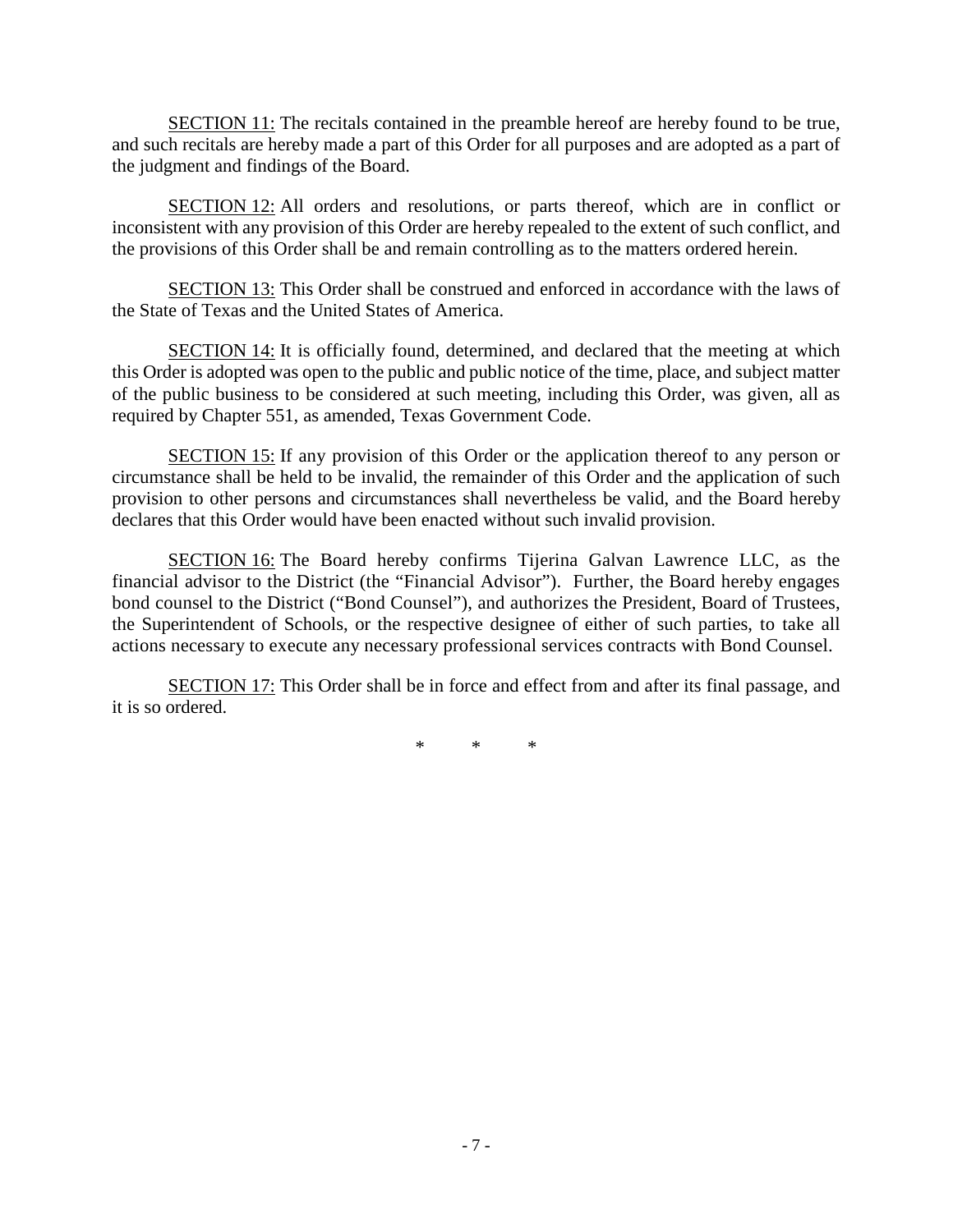<u>SECTION 11:</u> The recitals contained in the preamble hereof are hereby found to be true, and such recitals are hereby made a part of this Order for all purposes and are adopted as a part of the judgment and findings of the Board.

<u>SECTION 12:</u> All orders and resolutions, or parts thereof, which are in conflict or inconsistent with any provision of this Order are hereby repealed to the extent of such conflict, and the provisions of this Order shall be and remain controlling as to the matters ordered herein.

<u>SECTION 13:</u> This Order shall be construed and enforced in accordance with the laws of the State of Texas and the United States of America.

<u>SECTION 14:</u> It is officially found, determined, and declared that the meeting at which this Order is adopted was open to the public and public notice of the time, place, and subject matter of the public business to be considered at such meeting, including this Order, was given, all as required by Chapter 551, as amended, Texas Government Code.

<u>SECTION 15:</u> If any provision of this Order or the application thereof to any person or circumstance shall be held to be invalid, the remainder of this Order and the application of such provision to other persons and circumstances shall nevertheless be valid, and the Board hereby declares that this Order would have been enacted without such invalid provision.

<u>SECTION 16:</u> The Board hereby confirms Tijerina Galvan Lawrence LLC, as the financial advisor to the District (the "Financial Advisor"). Further, the Board hereby engages bond counsel to the District ("Bond Counsel"), and authorizes the President, Board of Trustees, the Superintendent of Schools, or the respective designee of either of such parties, to take all actions necessary to execute any necessary professional services contracts with Bond Counsel.

<u>SECTION 17:</u> This Order shall be in force and effect from and after its final passage, and it is so ordered.

\* \* \*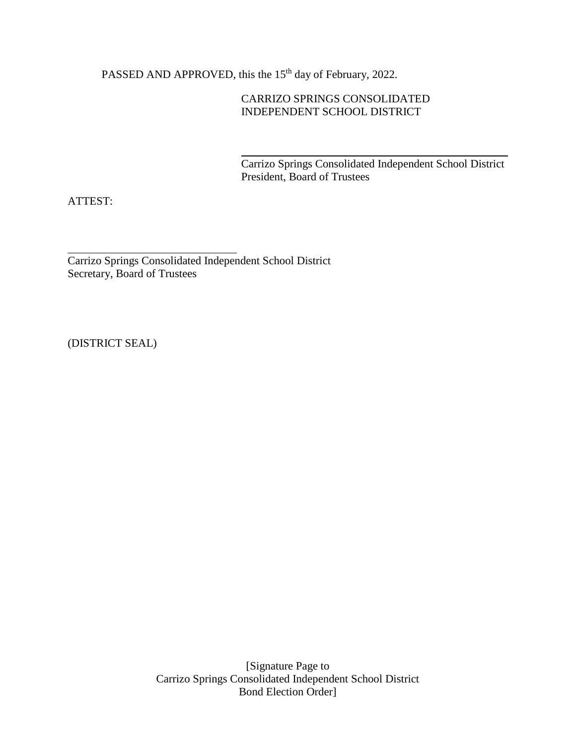PASSED AND APPROVED, this the 15th day of February, 2022.

CARRIZO SPRINGS CONSOLIDATED
INDEPENDENT SCHOOL DISTRICT

\_\_\_\_\_\_\_\_\_\_\_\_\_\_\_\_\_\_\_\_\_\_\_\_\_\_\_\_\_\_\_\_\_\_\_\_\_\_\_\_
Carrizo Springs Consolidated Independent School District
President, Board of Trustees

ATTEST:

\_\_\_\_\_\_\_\_\_\_\_\_\_\_\_\_\_\_\_\_\_\_\_\_\_\_\_\_\_\_\_\_
Carrizo Springs Consolidated Independent School District
Secretary, Board of Trustees

(DISTRICT SEAL)

[Signature Page to
Carrizo Springs Consolidated Independent School District
Bond Election Order]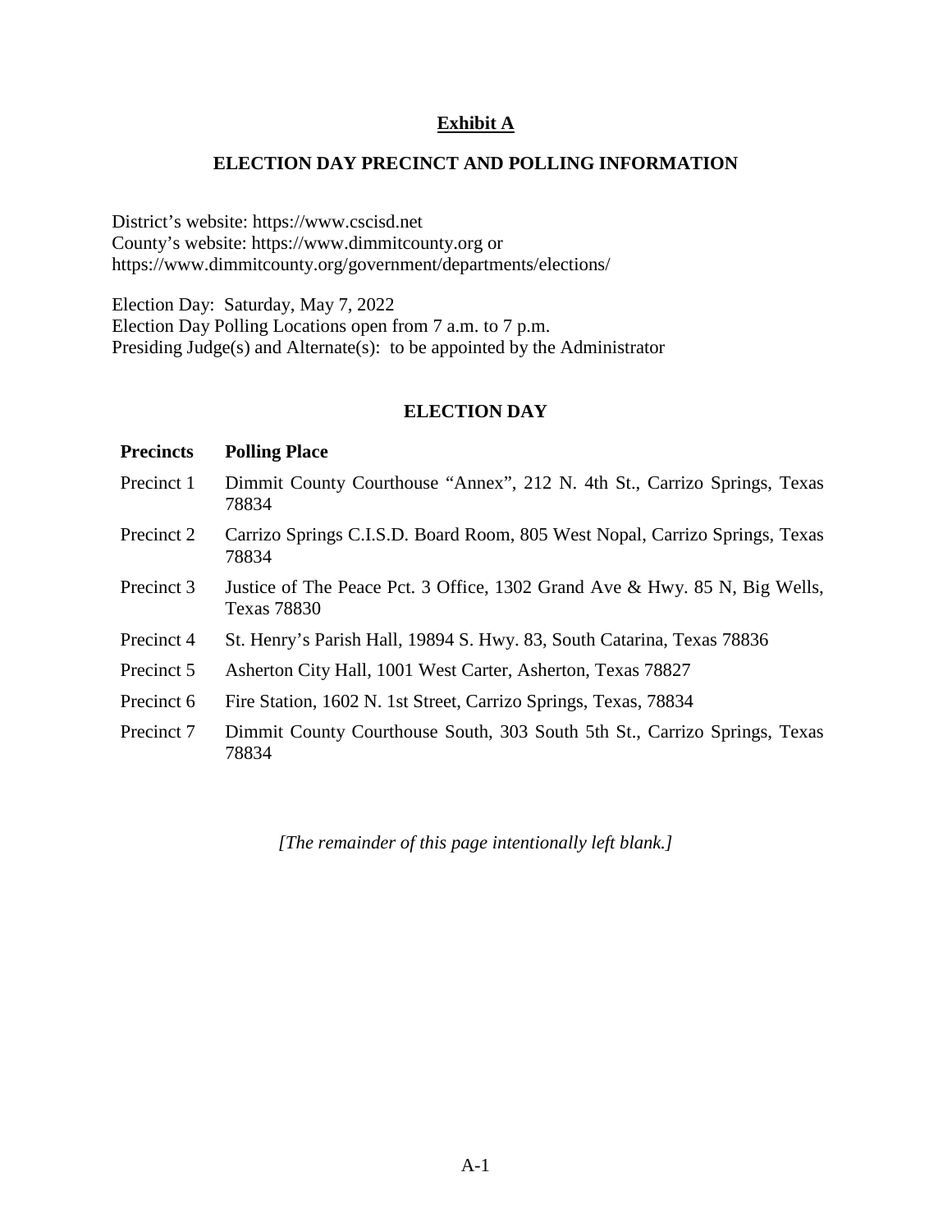**Exhibit A**

## ELECTION DAY PRECINCT AND POLLING INFORMATION

District's website: https://www.cscisd.net
County's website: https://www.dimmitcounty.org or
https://www.dimmitcounty.org/government/departments/elections/

Election Day: Saturday, May 7, 2022
Election Day Polling Locations open from 7 a.m. to 7 p.m.
Presiding Judge(s) and Alternate(s): to be appointed by the Administrator

### ELECTION DAY

| Precincts | Polling Place |
|---|---|
| Precinct 1 | Dimmit County Courthouse "Annex", 212 N. 4th St., Carrizo Springs, Texas 78834 |
| Precinct 2 | Carrizo Springs C.I.S.D. Board Room, 805 West Nopal, Carrizo Springs, Texas 78834 |
| Precinct 3 | Justice of The Peace Pct. 3 Office, 1302 Grand Ave & Hwy. 85 N, Big Wells, Texas 78830 |
| Precinct 4 | St. Henry's Parish Hall, 19894 S. Hwy. 83, South Catarina, Texas 78836 |
| Precinct 5 | Asherton City Hall, 1001 West Carter, Asherton, Texas 78827 |
| Precinct 6 | Fire Station, 1602 N. 1st Street, Carrizo Springs, Texas, 78834 |
| Precinct 7 | Dimmit County Courthouse South, 303 South 5th St., Carrizo Springs, Texas 78834 |

*[The remainder of this page intentionally left blank.]*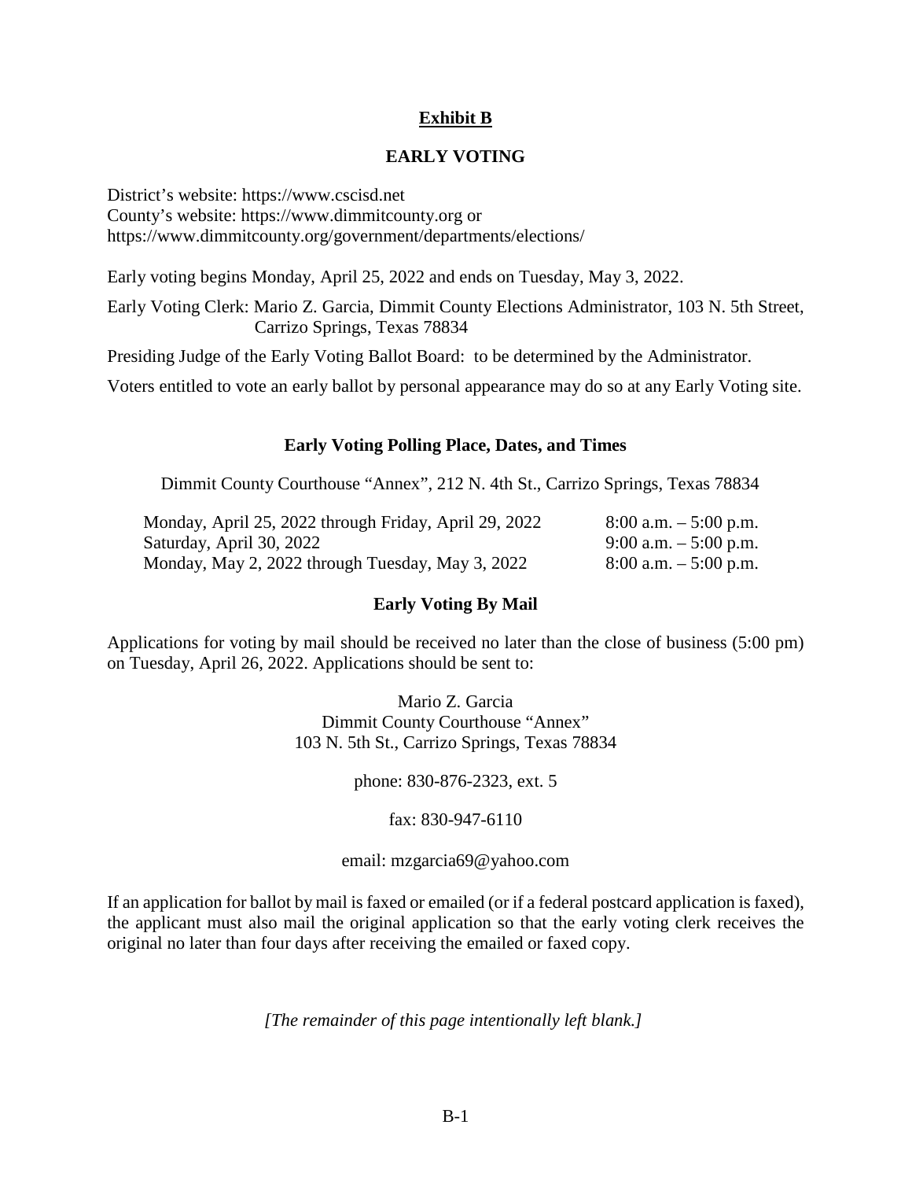# Exhibit B

## EARLY VOTING

District's website: https://www.cscisd.net
County's website: https://www.dimmitcounty.org or
https://www.dimmitcounty.org/government/departments/elections/

Early voting begins Monday, April 25, 2022 and ends on Tuesday, May 3, 2022.

Early Voting Clerk: Mario Z. Garcia, Dimmit County Elections Administrator, 103 N. 5th Street, Carrizo Springs, Texas 78834

Presiding Judge of the Early Voting Ballot Board: to be determined by the Administrator.

Voters entitled to vote an early ballot by personal appearance may do so at any Early Voting site.

### Early Voting Polling Place, Dates, and Times

Dimmit County Courthouse "Annex", 212 N. 4th St., Carrizo Springs, Texas 78834

| | |
|---|---|
| Monday, April 25, 2022 through Friday, April 29, 2022 | 8:00 a.m. – 5:00 p.m. |
| Saturday, April 30, 2022 | 9:00 a.m. – 5:00 p.m. |
| Monday, May 2, 2022 through Tuesday, May 3, 2022 | 8:00 a.m. – 5:00 p.m. |

### Early Voting By Mail

Applications for voting by mail should be received no later than the close of business (5:00 pm) on Tuesday, April 26, 2022. Applications should be sent to:

Mario Z. Garcia
Dimmit County Courthouse "Annex"
103 N. 5th St., Carrizo Springs, Texas 78834

phone: 830-876-2323, ext. 5

fax: 830-947-6110

email: mzgarcia69@yahoo.com

If an application for ballot by mail is faxed or emailed (or if a federal postcard application is faxed), the applicant must also mail the original application so that the early voting clerk receives the original no later than four days after receiving the emailed or faxed copy.

*[The remainder of this page intentionally left blank.]*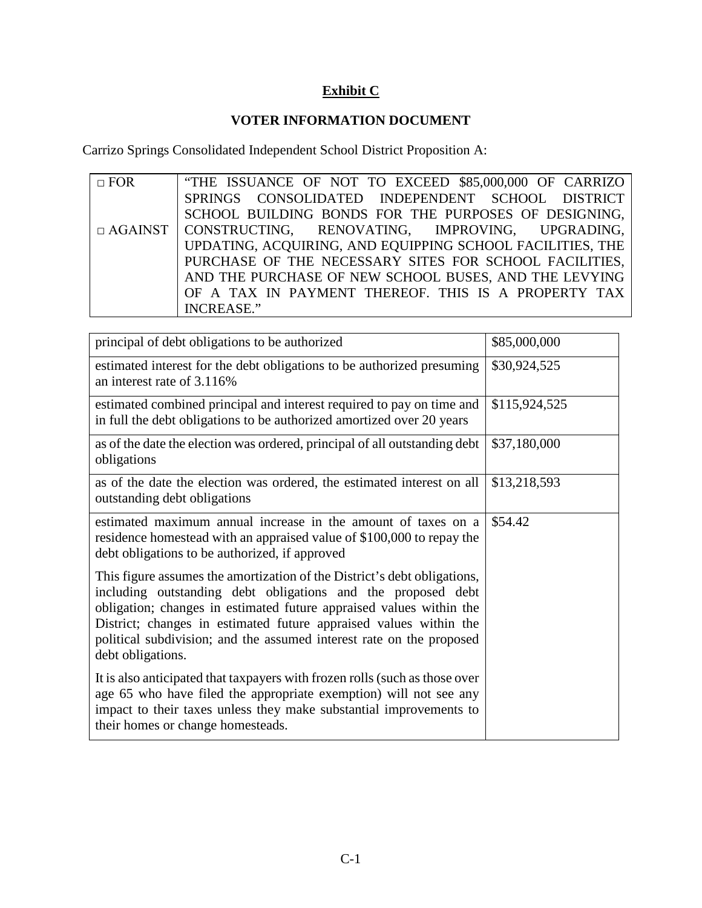**Exhibit C**

**VOTER INFORMATION DOCUMENT**

Carrizo Springs Consolidated Independent School District Proposition A:

| | |
|---|---|
| □ FOR<br><br>□ AGAINST | "THE ISSUANCE OF NOT TO EXCEED $85,000,000 OF CARRIZO SPRINGS CONSOLIDATED INDEPENDENT SCHOOL DISTRICT SCHOOL BUILDING BONDS FOR THE PURPOSES OF DESIGNING, CONSTRUCTING, RENOVATING, IMPROVING, UPGRADING, UPDATING, ACQUIRING, AND EQUIPPING SCHOOL FACILITIES, THE PURCHASE OF THE NECESSARY SITES FOR SCHOOL FACILITIES, AND THE PURCHASE OF NEW SCHOOL BUSES, AND THE LEVYING OF A TAX IN PAYMENT THEREOF. THIS IS A PROPERTY TAX INCREASE." |

| | |
|---|---|
| principal of debt obligations to be authorized | $85,000,000 |
| estimated interest for the debt obligations to be authorized presuming an interest rate of 3.116% | $30,924,525 |
| estimated combined principal and interest required to pay on time and in full the debt obligations to be authorized amortized over 20 years | $115,924,525 |
| as of the date the election was ordered, principal of all outstanding debt obligations | $37,180,000 |
| as of the date the election was ordered, the estimated interest on all outstanding debt obligations | $13,218,593 |
| estimated maximum annual increase in the amount of taxes on a residence homestead with an appraised value of $100,000 to repay the debt obligations to be authorized, if approved<br><br>This figure assumes the amortization of the District's debt obligations, including outstanding debt obligations and the proposed debt obligation; changes in estimated future appraised values within the District; changes in estimated future appraised values within the political subdivision; and the assumed interest rate on the proposed debt obligations.<br><br>It is also anticipated that taxpayers with frozen rolls (such as those over age 65 who have filed the appropriate exemption) will not see any impact to their taxes unless they make substantial improvements to their homes or change homesteads. | $54.42 |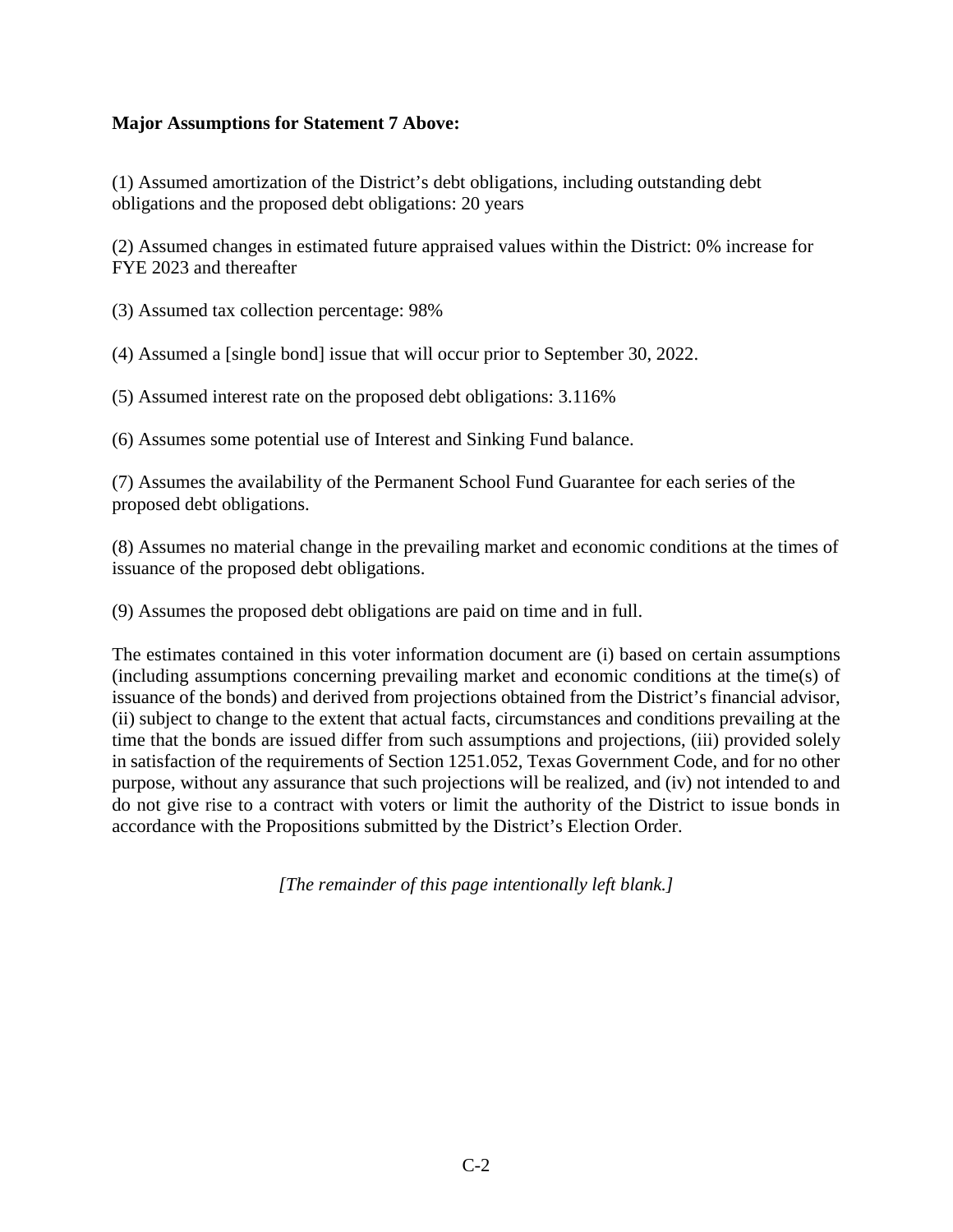**Major Assumptions for Statement 7 Above:**

(1) Assumed amortization of the District's debt obligations, including outstanding debt obligations and the proposed debt obligations: 20 years

(2) Assumed changes in estimated future appraised values within the District: 0% increase for FYE 2023 and thereafter

(3) Assumed tax collection percentage: 98%

(4) Assumed a [single bond] issue that will occur prior to September 30, 2022.

(5) Assumed interest rate on the proposed debt obligations: 3.116%

(6) Assumes some potential use of Interest and Sinking Fund balance.

(7) Assumes the availability of the Permanent School Fund Guarantee for each series of the proposed debt obligations.

(8) Assumes no material change in the prevailing market and economic conditions at the times of issuance of the proposed debt obligations.

(9) Assumes the proposed debt obligations are paid on time and in full.

The estimates contained in this voter information document are (i) based on certain assumptions (including assumptions concerning prevailing market and economic conditions at the time(s) of issuance of the bonds) and derived from projections obtained from the District's financial advisor, (ii) subject to change to the extent that actual facts, circumstances and conditions prevailing at the time that the bonds are issued differ from such assumptions and projections, (iii) provided solely in satisfaction of the requirements of Section 1251.052, Texas Government Code, and for no other purpose, without any assurance that such projections will be realized, and (iv) not intended to and do not give rise to a contract with voters or limit the authority of the District to issue bonds in accordance with the Propositions submitted by the District's Election Order.

*[The remainder of this page intentionally left blank.]*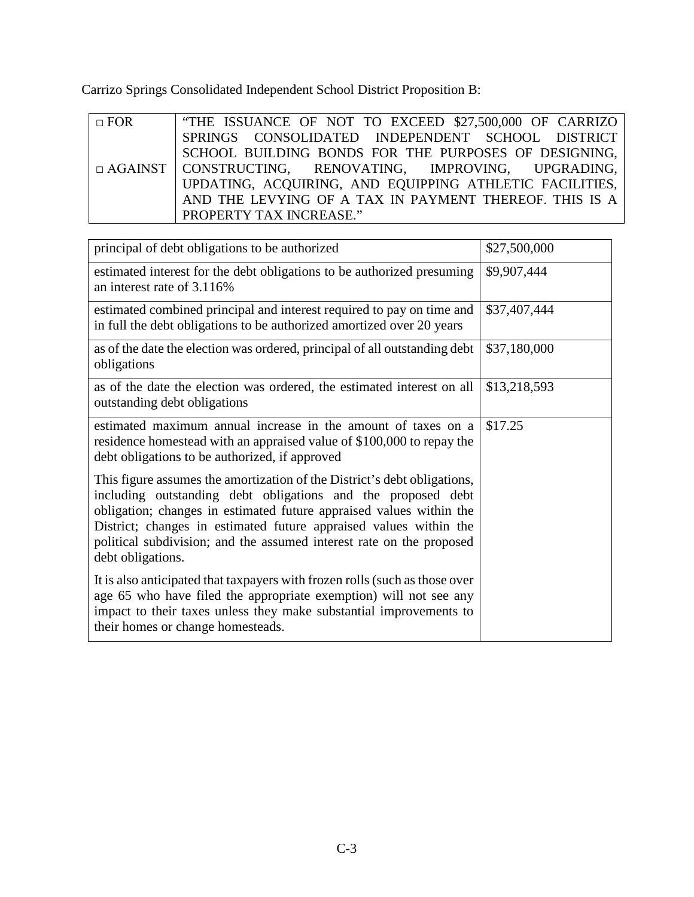Carrizo Springs Consolidated Independent School District Proposition B:

| | |
|---|---|
| □ FOR<br><br>□ AGAINST | "THE ISSUANCE OF NOT TO EXCEED $27,500,000 OF CARRIZO SPRINGS CONSOLIDATED INDEPENDENT SCHOOL DISTRICT SCHOOL BUILDING BONDS FOR THE PURPOSES OF DESIGNING, CONSTRUCTING, RENOVATING, IMPROVING, UPGRADING, UPDATING, ACQUIRING, AND EQUIPPING ATHLETIC FACILITIES, AND THE LEVYING OF A TAX IN PAYMENT THEREOF. THIS IS A PROPERTY TAX INCREASE." |

| | |
|---|---|
| principal of debt obligations to be authorized | $27,500,000 |
| estimated interest for the debt obligations to be authorized presuming an interest rate of 3.116% | $9,907,444 |
| estimated combined principal and interest required to pay on time and in full the debt obligations to be authorized amortized over 20 years | $37,407,444 |
| as of the date the election was ordered, principal of all outstanding debt obligations | $37,180,000 |
| as of the date the election was ordered, the estimated interest on all outstanding debt obligations | $13,218,593 |
| estimated maximum annual increase in the amount of taxes on a residence homestead with an appraised value of $100,000 to repay the debt obligations to be authorized, if approved<br><br>This figure assumes the amortization of the District's debt obligations, including outstanding debt obligations and the proposed debt obligation; changes in estimated future appraised values within the District; changes in estimated future appraised values within the political subdivision; and the assumed interest rate on the proposed debt obligations.<br><br>It is also anticipated that taxpayers with frozen rolls (such as those over age 65 who have filed the appropriate exemption) will not see any impact to their taxes unless they make substantial improvements to their homes or change homesteads. | $17.25 |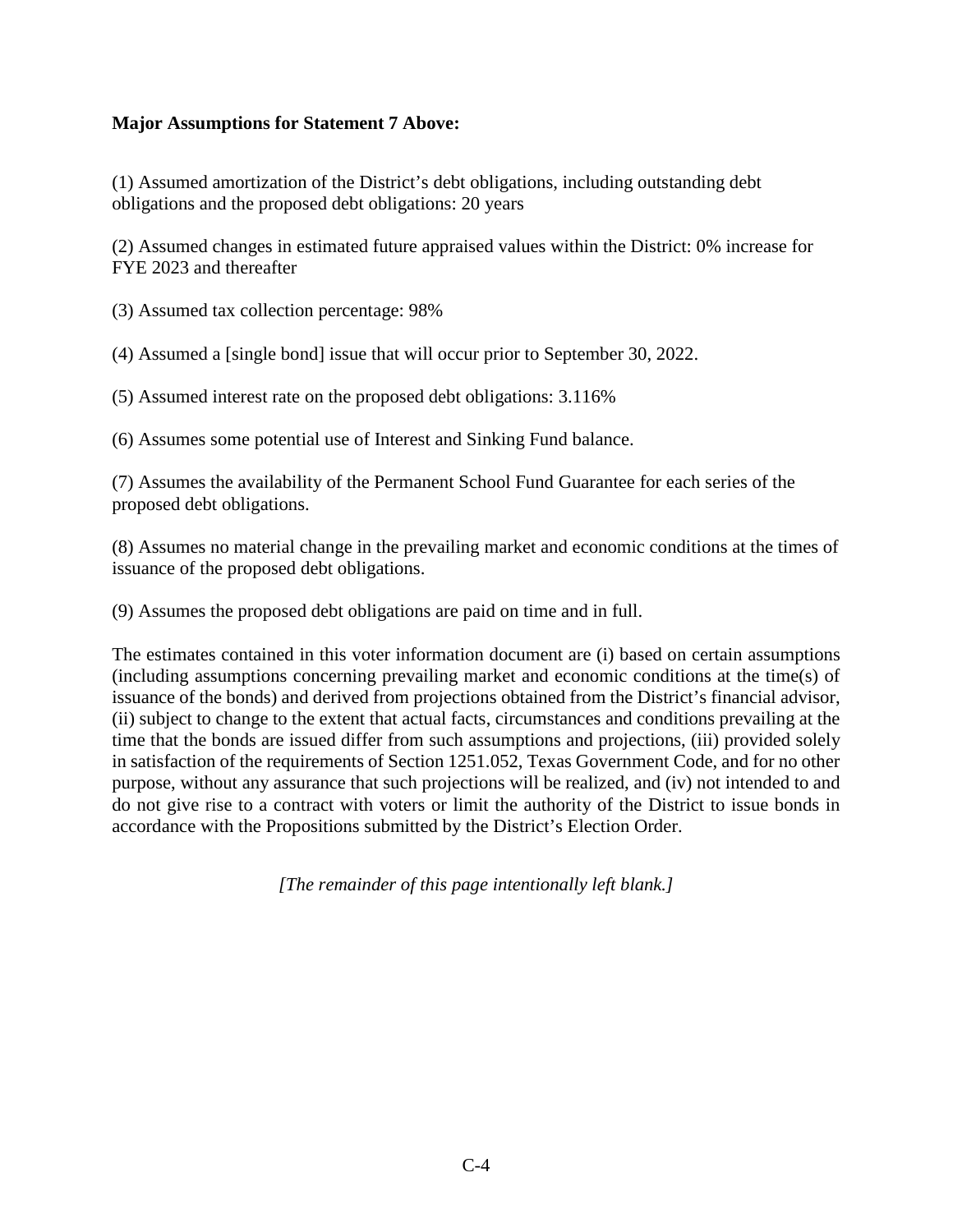**Major Assumptions for Statement 7 Above:**

(1) Assumed amortization of the District's debt obligations, including outstanding debt obligations and the proposed debt obligations: 20 years

(2) Assumed changes in estimated future appraised values within the District: 0% increase for FYE 2023 and thereafter

(3) Assumed tax collection percentage: 98%

(4) Assumed a [single bond] issue that will occur prior to September 30, 2022.

(5) Assumed interest rate on the proposed debt obligations: 3.116%

(6) Assumes some potential use of Interest and Sinking Fund balance.

(7) Assumes the availability of the Permanent School Fund Guarantee for each series of the proposed debt obligations.

(8) Assumes no material change in the prevailing market and economic conditions at the times of issuance of the proposed debt obligations.

(9) Assumes the proposed debt obligations are paid on time and in full.

The estimates contained in this voter information document are (i) based on certain assumptions (including assumptions concerning prevailing market and economic conditions at the time(s) of issuance of the bonds) and derived from projections obtained from the District's financial advisor, (ii) subject to change to the extent that actual facts, circumstances and conditions prevailing at the time that the bonds are issued differ from such assumptions and projections, (iii) provided solely in satisfaction of the requirements of Section 1251.052, Texas Government Code, and for no other purpose, without any assurance that such projections will be realized, and (iv) not intended to and do not give rise to a contract with voters or limit the authority of the District to issue bonds in accordance with the Propositions submitted by the District's Election Order.

*[The remainder of this page intentionally left blank.]*